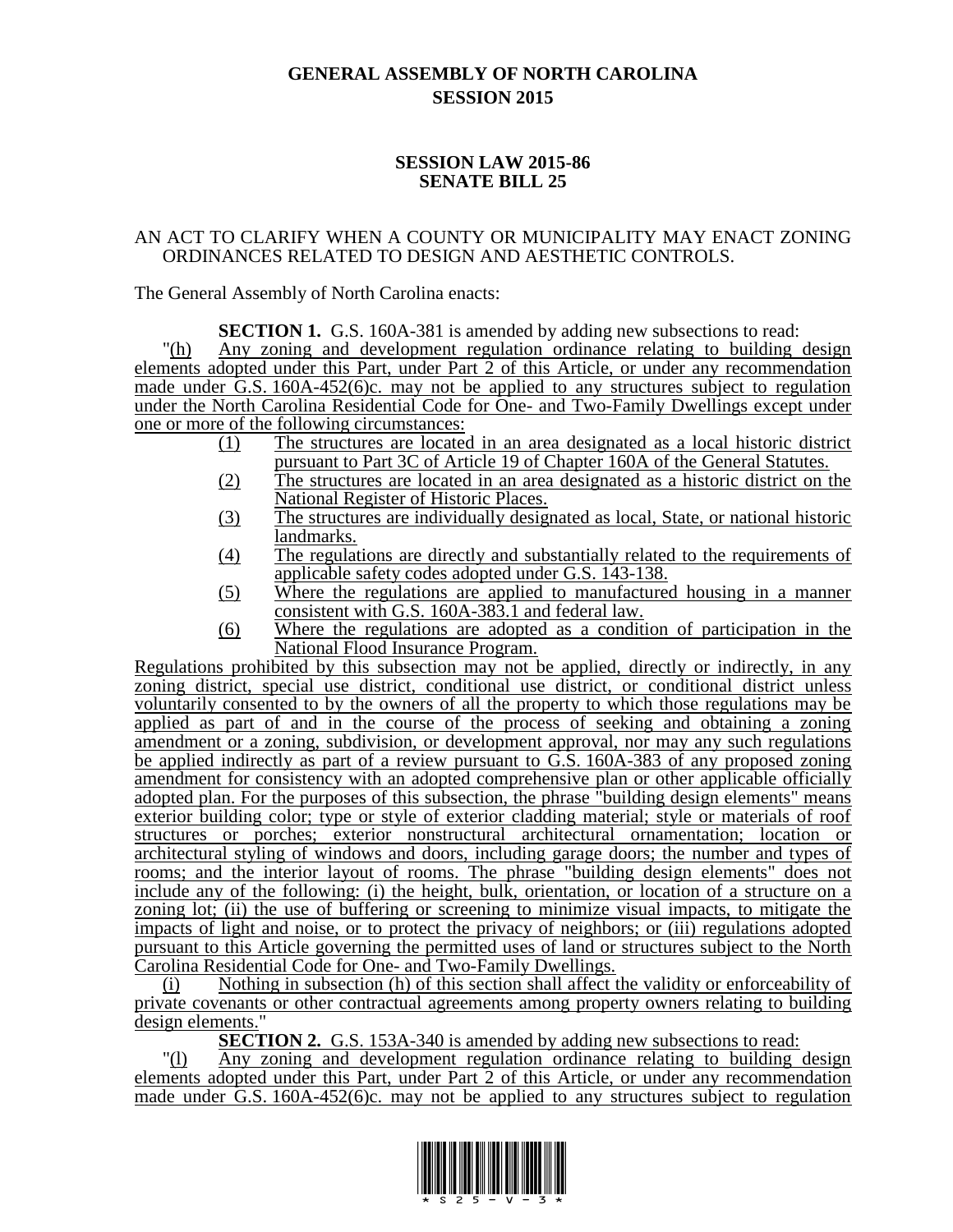# GENERAL ASSEMBLY OF NORTH CAROLINA
## SESSION 2015

## SESSION LAW 2015-86
## SENATE BILL 25

AN ACT TO CLARIFY WHEN A COUNTY OR MUNICIPALITY MAY ENACT ZONING ORDINANCES RELATED TO DESIGN AND AESTHETIC CONTROLS.

The General Assembly of North Carolina enacts:

**SECTION 1.** G.S. 160A-381 is amended by adding new subsections to read:

"(h) Any zoning and development regulation ordinance relating to building design elements adopted under this Part, under Part 2 of this Article, or under any recommendation made under G.S. 160A-452(6)c. may not be applied to any structures subject to regulation under the North Carolina Residential Code for One- and Two-Family Dwellings except under one or more of the following circumstances:

(1) The structures are located in an area designated as a local historic district pursuant to Part 3C of Article 19 of Chapter 160A of the General Statutes.

(2) The structures are located in an area designated as a historic district on the National Register of Historic Places.

(3) The structures are individually designated as local, State, or national historic landmarks.

(4) The regulations are directly and substantially related to the requirements of applicable safety codes adopted under G.S. 143-138.

(5) Where the regulations are applied to manufactured housing in a manner consistent with G.S. 160A-383.1 and federal law.

(6) Where the regulations are adopted as a condition of participation in the National Flood Insurance Program.

Regulations prohibited by this subsection may not be applied, directly or indirectly, in any zoning district, special use district, conditional use district, or conditional district unless voluntarily consented to by the owners of all the property to which those regulations may be applied as part of and in the course of the process of seeking and obtaining a zoning amendment or a zoning, subdivision, or development approval, nor may any such regulations be applied indirectly as part of a review pursuant to G.S. 160A-383 of any proposed zoning amendment for consistency with an adopted comprehensive plan or other applicable officially adopted plan. For the purposes of this subsection, the phrase "building design elements" means exterior building color; type or style of exterior cladding material; style or materials of roof structures or porches; exterior nonstructural architectural ornamentation; location or architectural styling of windows and doors, including garage doors; the number and types of rooms; and the interior layout of rooms. The phrase "building design elements" does not include any of the following: (i) the height, bulk, orientation, or location of a structure on a zoning lot; (ii) the use of buffering or screening to minimize visual impacts, to mitigate the impacts of light and noise, or to protect the privacy of neighbors; or (iii) regulations adopted pursuant to this Article governing the permitted uses of land or structures subject to the North Carolina Residential Code for One- and Two-Family Dwellings.

(i) Nothing in subsection (h) of this section shall affect the validity or enforceability of private covenants or other contractual agreements among property owners relating to building design elements."

**SECTION 2.** G.S. 153A-340 is amended by adding new subsections to read:

"(l) Any zoning and development regulation ordinance relating to building design elements adopted under this Part, under Part 2 of this Article, or under any recommendation made under G.S. 160A-452(6)c. may not be applied to any structures subject to regulation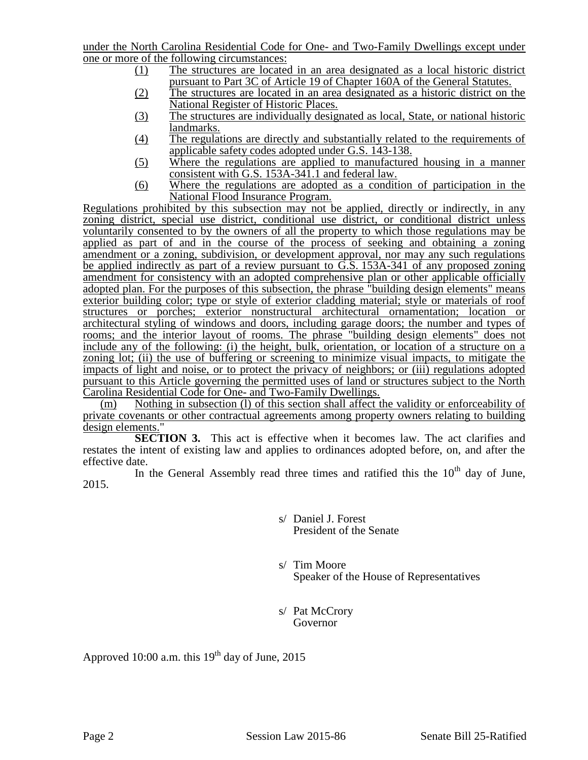under the North Carolina Residential Code for One- and Two-Family Dwellings except under one or more of the following circumstances:

(1) The structures are located in an area designated as a local historic district pursuant to Part 3C of Article 19 of Chapter 160A of the General Statutes.

(2) The structures are located in an area designated as a historic district on the National Register of Historic Places.

(3) The structures are individually designated as local, State, or national historic landmarks.

(4) The regulations are directly and substantially related to the requirements of applicable safety codes adopted under G.S. 143-138.

(5) Where the regulations are applied to manufactured housing in a manner consistent with G.S. 153A-341.1 and federal law.

(6) Where the regulations are adopted as a condition of participation in the National Flood Insurance Program.

Regulations prohibited by this subsection may not be applied, directly or indirectly, in any zoning district, special use district, conditional use district, or conditional district unless voluntarily consented to by the owners of all the property to which those regulations may be applied as part of and in the course of the process of seeking and obtaining a zoning amendment or a zoning, subdivision, or development approval, nor may any such regulations be applied indirectly as part of a review pursuant to G.S. 153A-341 of any proposed zoning amendment for consistency with an adopted comprehensive plan or other applicable officially adopted plan. For the purposes of this subsection, the phrase "building design elements" means exterior building color; type or style of exterior cladding material; style or materials of roof structures or porches; exterior nonstructural architectural ornamentation; location or architectural styling of windows and doors, including garage doors; the number and types of rooms; and the interior layout of rooms. The phrase "building design elements" does not include any of the following: (i) the height, bulk, orientation, or location of a structure on a zoning lot; (ii) the use of buffering or screening to minimize visual impacts, to mitigate the impacts of light and noise, or to protect the privacy of neighbors; or (iii) regulations adopted pursuant to this Article governing the permitted uses of land or structures subject to the North Carolina Residential Code for One- and Two-Family Dwellings.

(m) Nothing in subsection (l) of this section shall affect the validity or enforceability of private covenants or other contractual agreements among property owners relating to building design elements."

**SECTION 3.** This act is effective when it becomes law. The act clarifies and restates the intent of existing law and applies to ordinances adopted before, on, and after the effective date.

In the General Assembly read three times and ratified this the 10th day of June, 2015.

s/ Daniel J. Forest
President of the Senate

s/ Tim Moore
Speaker of the House of Representatives

s/ Pat McCrory
Governor

Approved 10:00 a.m. this 19th day of June, 2015